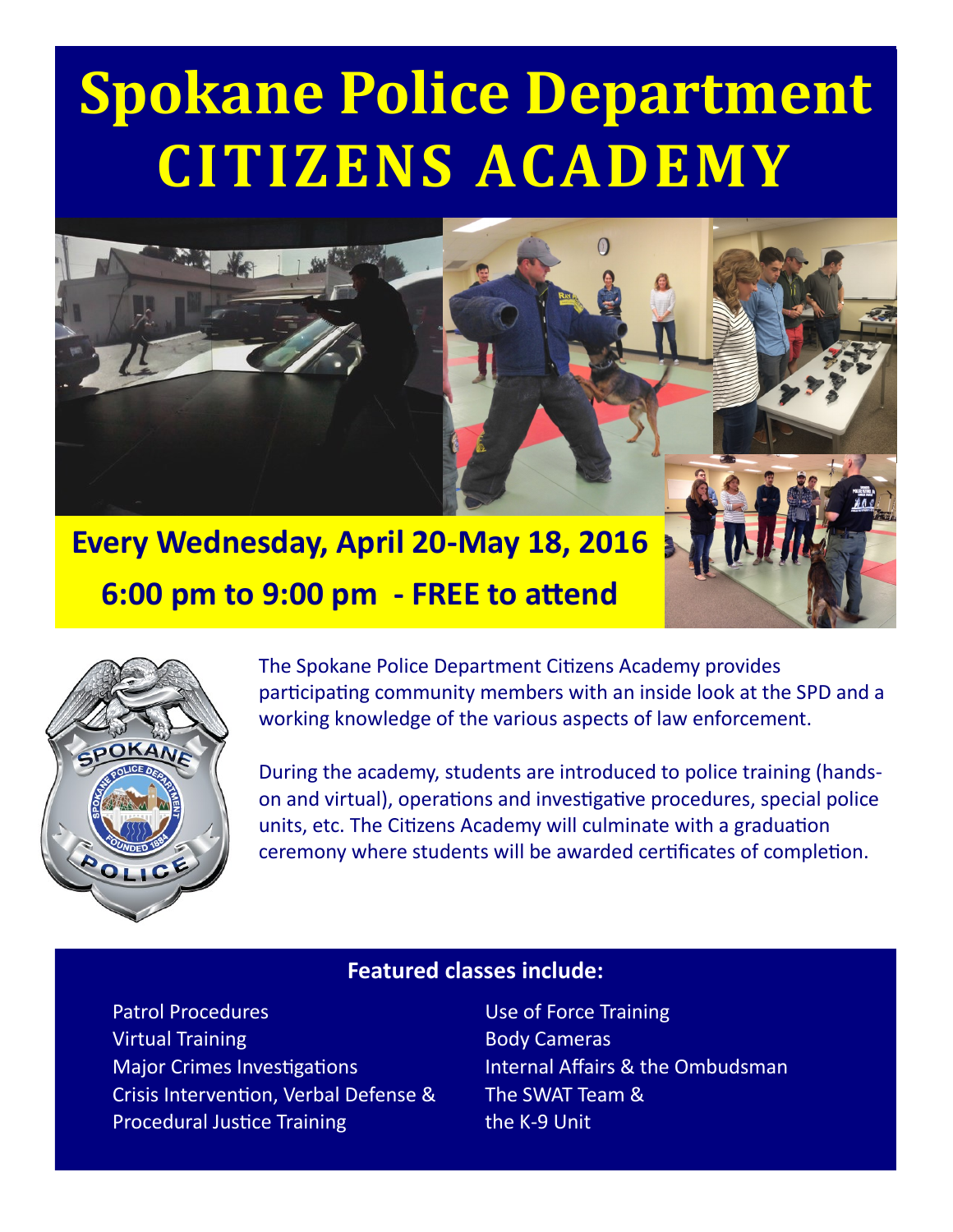# Spokane Police Department
# CITIZENS ACADEMY

**Every Wednesday, April 20-May 18, 2016**
**6:00 pm to 9:00 pm - FREE to attend**

The Spokane Police Department Citizens Academy provides participating community members with an inside look at the SPD and a working knowledge of the various aspects of law enforcement.

During the academy, students are introduced to police training (hands-on and virtual), operations and investigative procedures, special police units, etc. The Citizens Academy will culminate with a graduation ceremony where students will be awarded certificates of completion.

**Featured classes include:**

- Patrol Procedures
- Virtual Training
- Major Crimes Investigations
- Crisis Intervention, Verbal Defense & Procedural Justice Training
- Use of Force Training
- Body Cameras
- Internal Affairs & the Ombudsman
- The SWAT Team & the K-9 Unit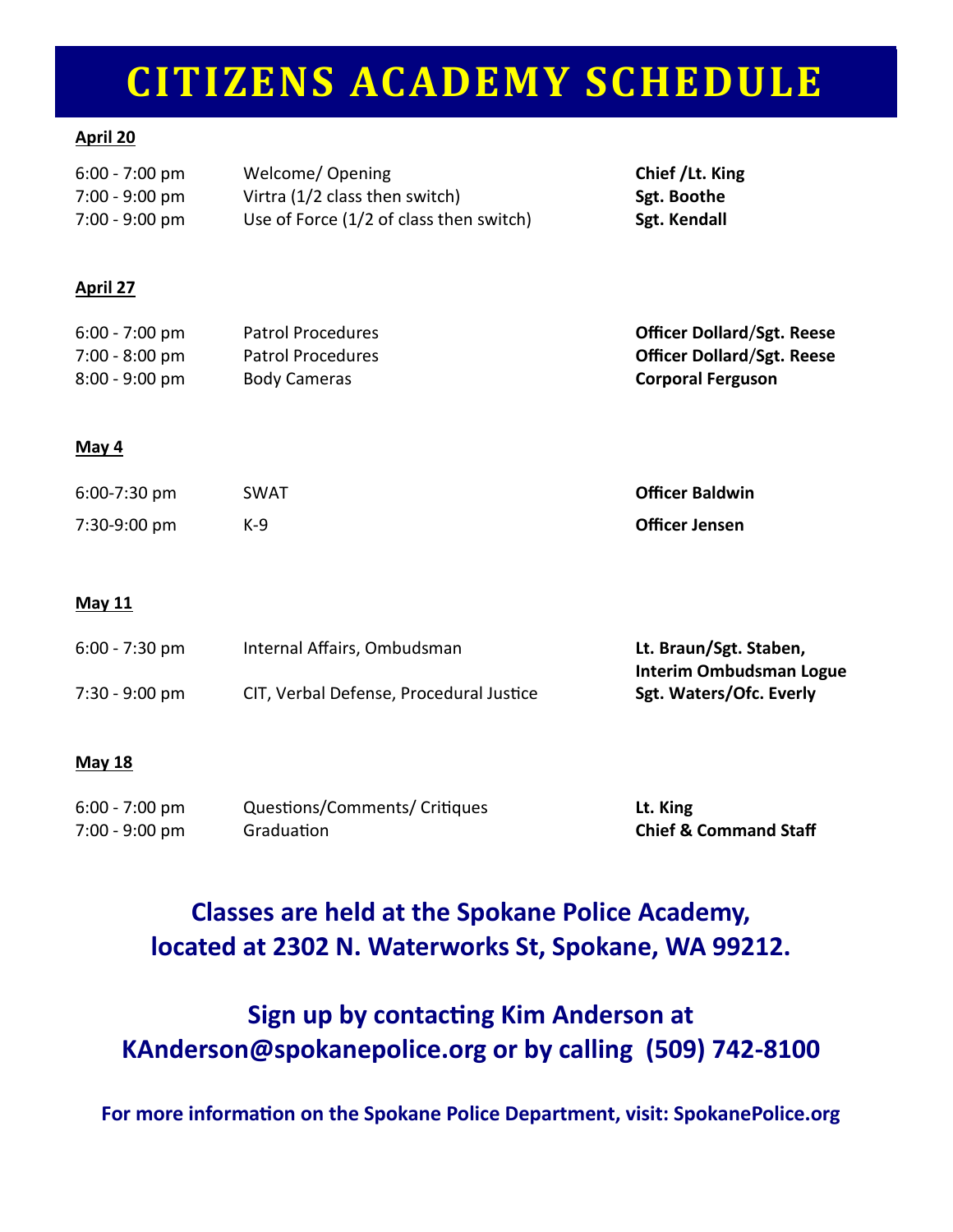# CITIZENS ACADEMY SCHEDULE

**April 20**

| | | |
|---|---|---|
| 6:00 - 7:00 pm | Welcome/ Opening | **Chief /Lt. King** |
| 7:00 - 9:00 pm | Virtra (1/2 class then switch) | **Sgt. Boothe** |
| 7:00 - 9:00 pm | Use of Force (1/2 of class then switch) | **Sgt. Kendall** |

**April 27**

| | | |
|---|---|---|
| 6:00 - 7:00 pm | Patrol Procedures | **Officer Dollard/Sgt. Reese** |
| 7:00 - 8:00 pm | Patrol Procedures | **Officer Dollard/Sgt. Reese** |
| 8:00 - 9:00 pm | Body Cameras | **Corporal Ferguson** |

**May 4**

| | | |
|---|---|---|
| 6:00-7:30 pm | SWAT | **Officer Baldwin** |
| 7:30-9:00 pm | K-9 | **Officer Jensen** |

**May 11**

| | | |
|---|---|---|
| 6:00 - 7:30 pm | Internal Affairs, Ombudsman | **Lt. Braun/Sgt. Staben, Interim Ombudsman Logue** |
| 7:30 - 9:00 pm | CIT, Verbal Defense, Procedural Justice | **Sgt. Waters/Ofc. Everly** |

**May 18**

| | | |
|---|---|---|
| 6:00 - 7:00 pm | Questions/Comments/ Critiques | **Lt. King** |
| 7:00 - 9:00 pm | Graduation | **Chief & Command Staff** |

## Classes are held at the Spokane Police Academy, located at 2302 N. Waterworks St, Spokane, WA 99212.

## Sign up by contacting Kim Anderson at KAnderson@spokanepolice.org or by calling (509) 742-8100

**For more information on the Spokane Police Department, visit: SpokanePolice.org**